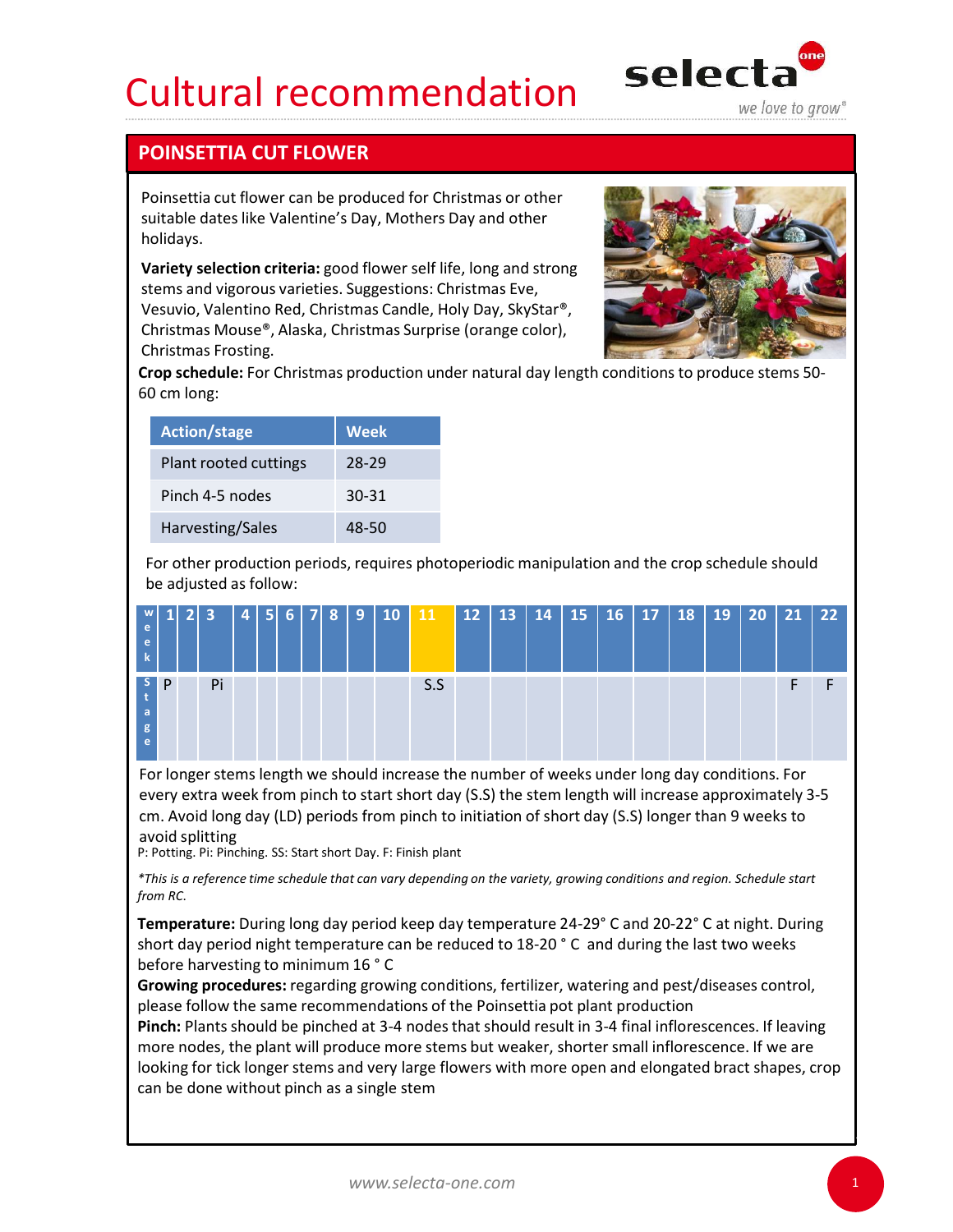# Cultural recommendation

## POINSETTIA CUT FLOWER

Poinsettia cut flower can be produced for Christmas or other suitable dates like Valentine's Day, Mothers Day and other holidays.

**Variety selection criteria:** good flower self life, long and strong stems and vigorous varieties. Suggestions: Christmas Eve, Vesuvio, Valentino Red, Christmas Candle, Holy Day, SkyStar®, Christmas Mouse®, Alaska, Christmas Surprise (orange color), Christmas Frosting.

**Crop schedule:** For Christmas production under natural day length conditions to produce stems 50-60 cm long:

| Action/stage | Week |
|---|---|
| Plant rooted cuttings | 28-29 |
| Pinch 4-5 nodes | 30-31 |
| Harvesting/Sales | 48-50 |

For other production periods, requires photoperiodic manipulation and the crop schedule should be adjusted as follow:

| week | 1 | 2 | 3 | 4 | 5 | 6 | 7 | 8 | 9 | 10 | 11 | 12 | 13 | 14 | 15 | 16 | 17 | 18 | 19 | 20 | 21 | 22 |
|---|---|---|---|---|---|---|---|---|---|---|---|---|---|---|---|---|---|---|---|---|---|---|
| Stage | P | | Pi | | | | | | | | S.S | | | | | | | | | | F | F |

For longer stems length we should increase the number of weeks under long day conditions. For every extra week from pinch to start short day (S.S) the stem length will increase approximately 3-5 cm. Avoid long day (LD) periods from pinch to initiation of short day (S.S) longer than 9 weeks to avoid splitting

P: Potting. Pi: Pinching. SS: Start short Day. F: Finish plant

*\*This is a reference time schedule that can vary depending on the variety, growing conditions and region. Schedule start from RC.*

**Temperature:** During long day period keep day temperature 24-29° C and 20-22° C at night. During short day period night temperature can be reduced to 18-20 ° C and during the last two weeks before harvesting to minimum 16 ° C

**Growing procedures:** regarding growing conditions, fertilizer, watering and pest/diseases control, please follow the same recommendations of the Poinsettia pot plant production

**Pinch:** Plants should be pinched at 3-4 nodes that should result in 3-4 final inflorescences. If leaving more nodes, the plant will produce more stems but weaker, shorter small inflorescence. If we are looking for tick longer stems and very large flowers with more open and elongated bract shapes, crop can be done without pinch as a single stem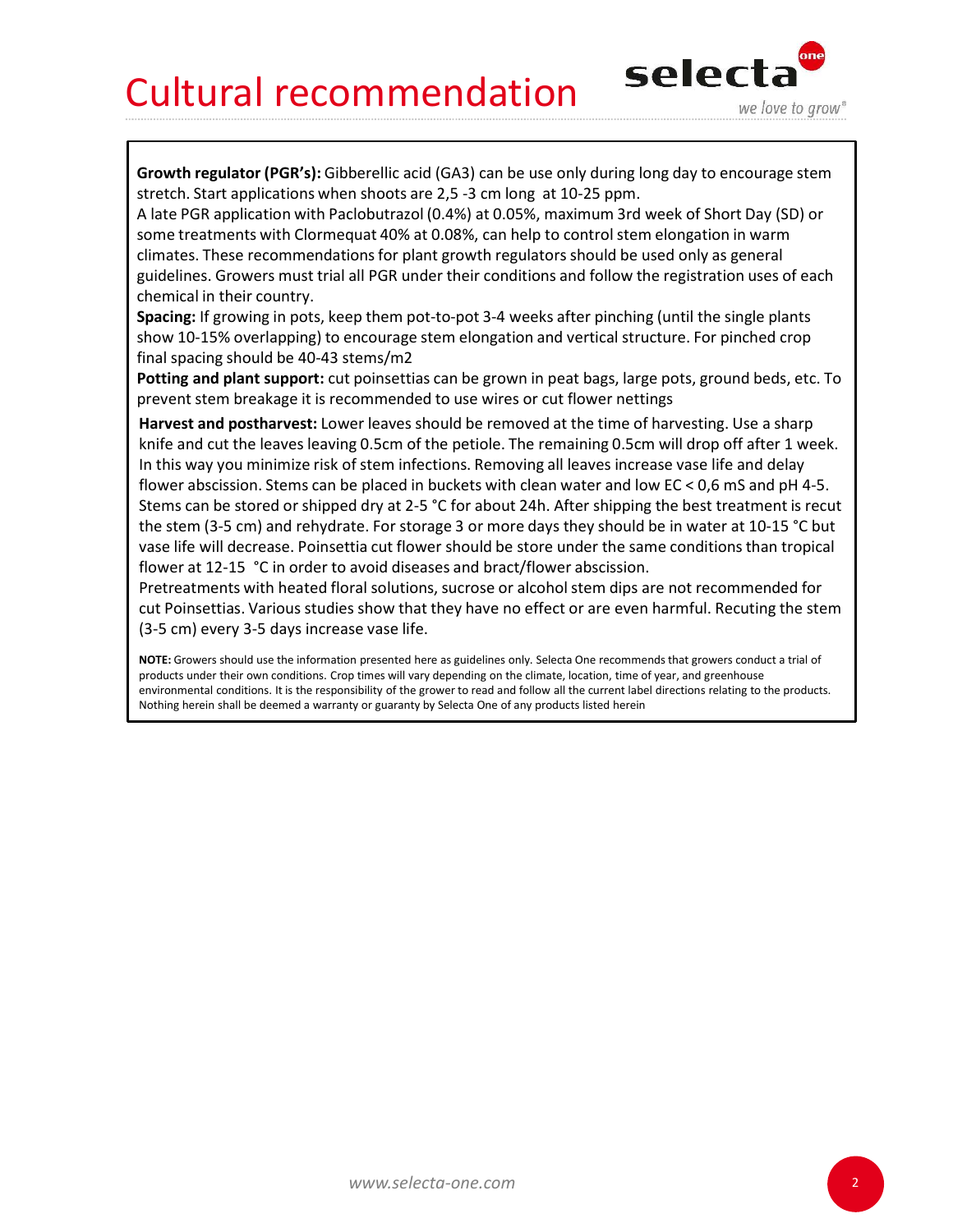# Cultural recommendation

**Growth regulator (PGR's):** Gibberellic acid (GA3) can be use only during long day to encourage stem stretch. Start applications when shoots are 2,5 -3 cm long at 10-25 ppm.
A late PGR application with Paclobutrazol (0.4%) at 0.05%, maximum 3rd week of Short Day (SD) or some treatments with Clormequat 40% at 0.08%, can help to control stem elongation in warm climates. These recommendations for plant growth regulators should be used only as general guidelines. Growers must trial all PGR under their conditions and follow the registration uses of each chemical in their country.
**Spacing:** If growing in pots, keep them pot-to-pot 3-4 weeks after pinching (until the single plants show 10-15% overlapping) to encourage stem elongation and vertical structure. For pinched crop final spacing should be 40-43 stems/m2
**Potting and plant support:** cut poinsettias can be grown in peat bags, large pots, ground beds, etc. To prevent stem breakage it is recommended to use wires or cut flower nettings

**Harvest and postharvest:** Lower leaves should be removed at the time of harvesting. Use a sharp knife and cut the leaves leaving 0.5cm of the petiole. The remaining 0.5cm will drop off after 1 week. In this way you minimize risk of stem infections. Removing all leaves increase vase life and delay flower abscission. Stems can be placed in buckets with clean water and low EC < 0,6 mS and pH 4-5. Stems can be stored or shipped dry at 2-5 °C for about 24h. After shipping the best treatment is recut the stem (3-5 cm) and rehydrate. For storage 3 or more days they should be in water at 10-15 °C but vase life will decrease. Poinsettia cut flower should be store under the same conditions than tropical flower at 12-15 °C in order to avoid diseases and bract/flower abscission.
Pretreatments with heated floral solutions, sucrose or alcohol stem dips are not recommended for cut Poinsettias. Various studies show that they have no effect or are even harmful. Recuting the stem (3-5 cm) every 3-5 days increase vase life.

**NOTE:** Growers should use the information presented here as guidelines only. Selecta One recommends that growers conduct a trial of products under their own conditions. Crop times will vary depending on the climate, location, time of year, and greenhouse environmental conditions. It is the responsibility of the grower to read and follow all the current label directions relating to the products. Nothing herein shall be deemed a warranty or guaranty by Selecta One of any products listed herein